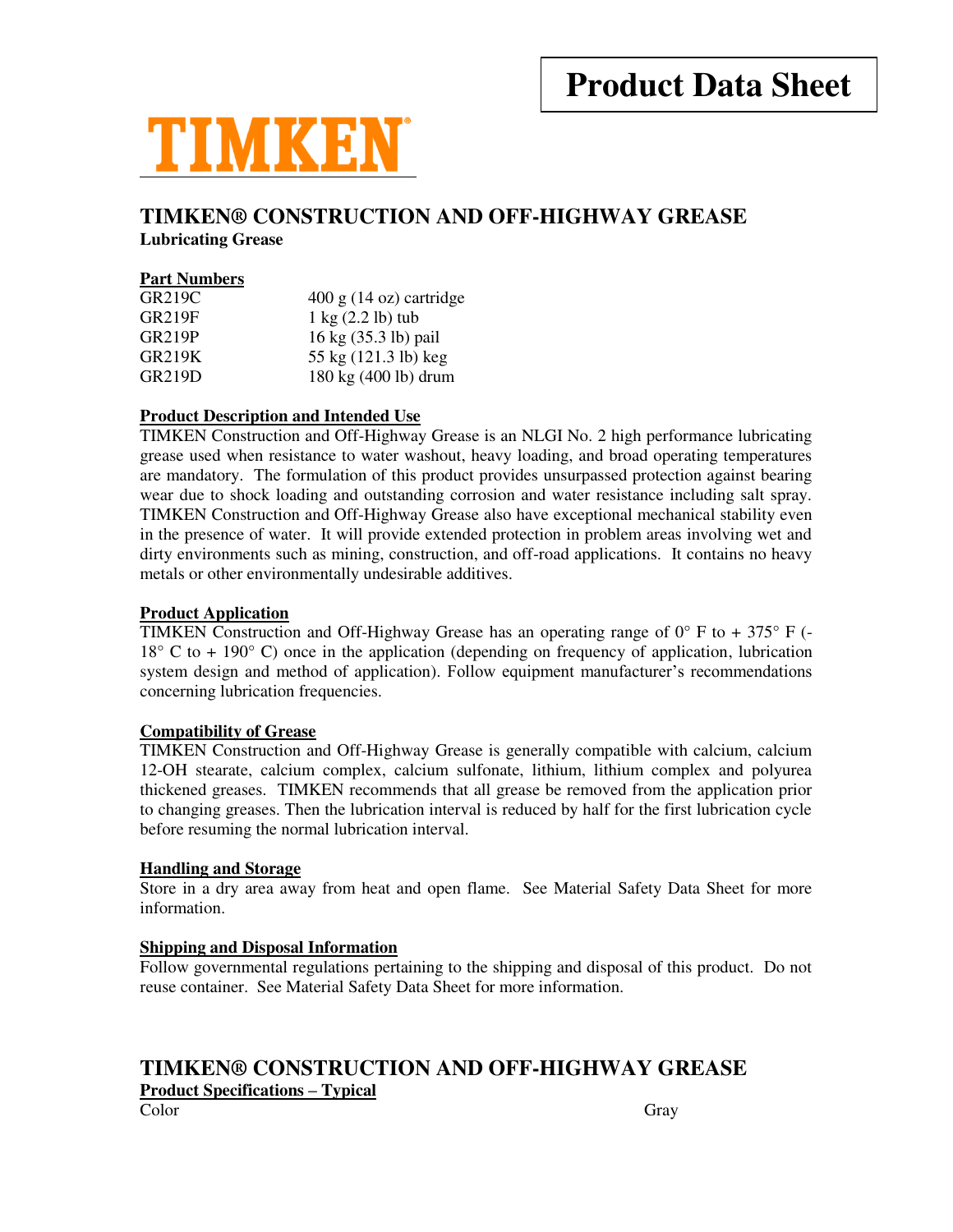# Product Data Sheet

TIMKEN

## TIMKEN® CONSTRUCTION AND OFF-HIGHWAY GREASE

**Lubricating Grease**

**Part Numbers**

| | |
|---|---|
| GR219C | 400 g (14 oz) cartridge |
| GR219F | 1 kg (2.2 lb) tub |
| GR219P | 16 kg (35.3 lb) pail |
| GR219K | 55 kg (121.3 lb) keg |
| GR219D | 180 kg (400 lb) drum |

**Product Description and Intended Use**

TIMKEN Construction and Off-Highway Grease is an NLGI No. 2 high performance lubricating grease used when resistance to water washout, heavy loading, and broad operating temperatures are mandatory. The formulation of this product provides unsurpassed protection against bearing wear due to shock loading and outstanding corrosion and water resistance including salt spray. TIMKEN Construction and Off-Highway Grease also have exceptional mechanical stability even in the presence of water. It will provide extended protection in problem areas involving wet and dirty environments such as mining, construction, and off-road applications. It contains no heavy metals or other environmentally undesirable additives.

**Product Application**

TIMKEN Construction and Off-Highway Grease has an operating range of 0° F to + 375° F (-18° C to + 190° C) once in the application (depending on frequency of application, lubrication system design and method of application). Follow equipment manufacturer's recommendations concerning lubrication frequencies.

**Compatibility of Grease**

TIMKEN Construction and Off-Highway Grease is generally compatible with calcium, calcium 12-OH stearate, calcium complex, calcium sulfonate, lithium, lithium complex and polyurea thickened greases. TIMKEN recommends that all grease be removed from the application prior to changing greases. Then the lubrication interval is reduced by half for the first lubrication cycle before resuming the normal lubrication interval.

**Handling and Storage**

Store in a dry area away from heat and open flame. See Material Safety Data Sheet for more information.

**Shipping and Disposal Information**

Follow governmental regulations pertaining to the shipping and disposal of this product. Do not reuse container. See Material Safety Data Sheet for more information.

## TIMKEN® CONSTRUCTION AND OFF-HIGHWAY GREASE

**Product Specifications – Typical**

| | |
|---|---|
| Color | Gray |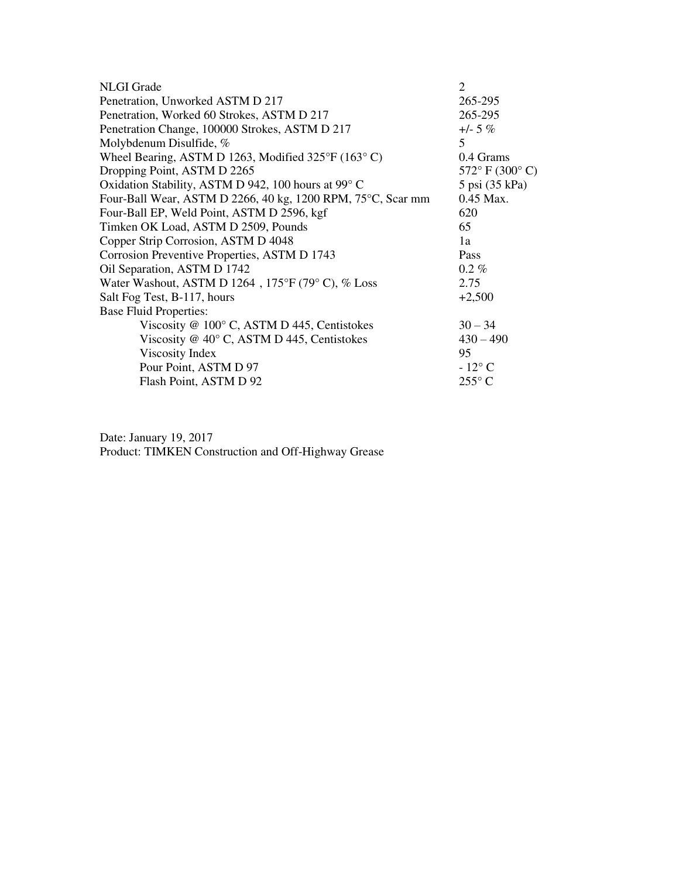| | |
|---|---|
| NLGI Grade | 2 |
| Penetration, Unworked ASTM D 217 | 265-295 |
| Penetration, Worked 60 Strokes, ASTM D 217 | 265-295 |
| Penetration Change, 100000 Strokes, ASTM D 217 | +/- 5 % |
| Molybdenum Disulfide, % | 5 |
| Wheel Bearing, ASTM D 1263, Modified 325°F (163° C) | 0.4 Grams |
| Dropping Point, ASTM D 2265 | 572° F (300° C) |
| Oxidation Stability, ASTM D 942, 100 hours at 99° C | 5 psi (35 kPa) |
| Four-Ball Wear, ASTM D 2266, 40 kg, 1200 RPM, 75°C, Scar mm | 0.45 Max. |
| Four-Ball EP, Weld Point, ASTM D 2596, kgf | 620 |
| Timken OK Load, ASTM D 2509, Pounds | 65 |
| Copper Strip Corrosion, ASTM D 4048 | 1a |
| Corrosion Preventive Properties, ASTM D 1743 | Pass |
| Oil Separation, ASTM D 1742 | 0.2 % |
| Water Washout, ASTM D 1264 , 175°F (79° C), % Loss | 2.75 |
| Salt Fog Test, B-117, hours | +2,500 |
| Base Fluid Properties: | |
| Viscosity @ 100° C, ASTM D 445, Centistokes | 30 – 34 |
| Viscosity @ 40° C, ASTM D 445, Centistokes | 430 – 490 |
| Viscosity Index | 95 |
| Pour Point, ASTM D 97 | - 12° C |
| Flash Point, ASTM D 92 | 255° C |

Date: January 19, 2017

Product: TIMKEN Construction and Off-Highway Grease